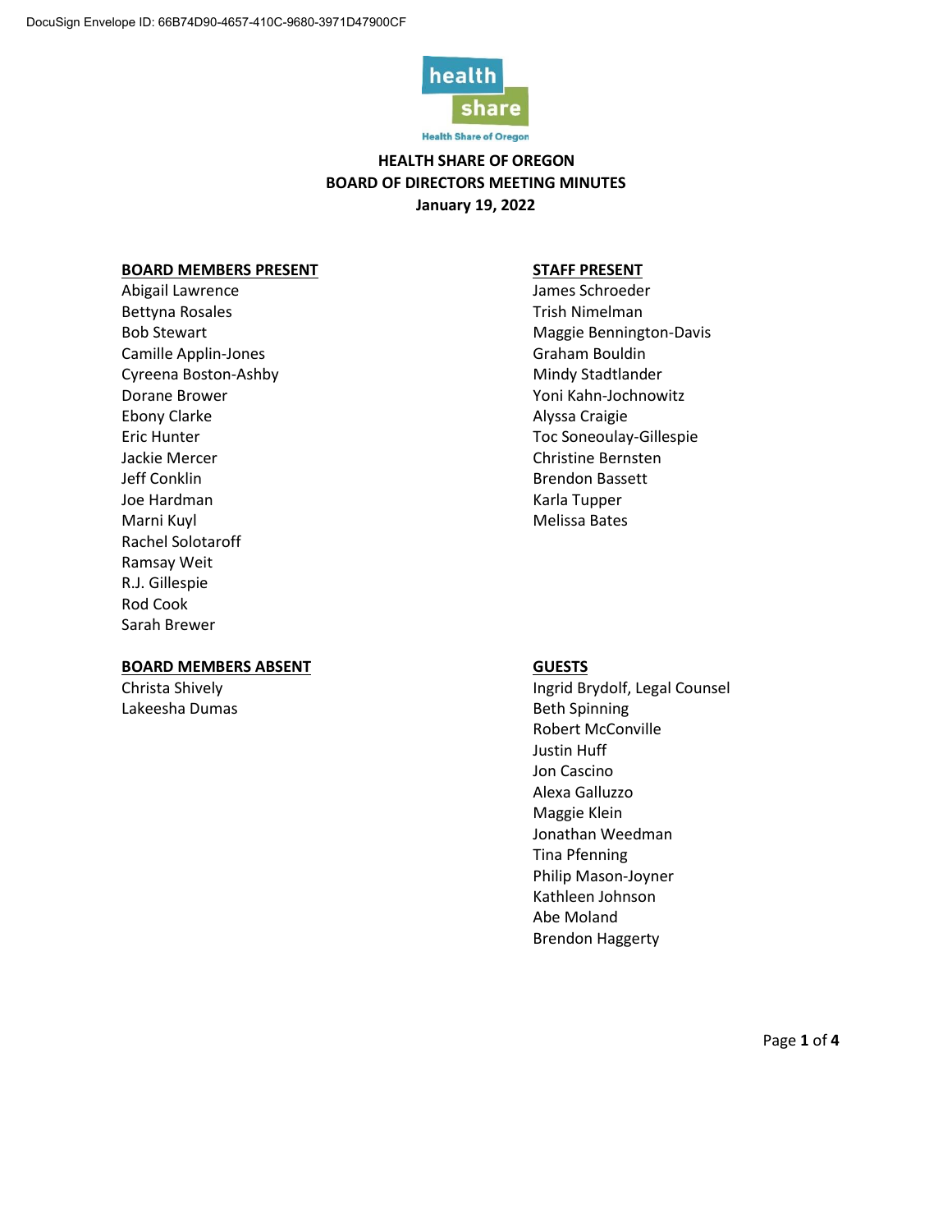DocuSign Envelope ID: 66B74D90-4657-410C-9680-3971D47900CF

# HEALTH SHARE OF OREGON
## BOARD OF DIRECTORS MEETING MINUTES
### January 19, 2022

**BOARD MEMBERS PRESENT**

Abigail Lawrence
Bettyna Rosales
Bob Stewart
Camille Applin-Jones
Cyreena Boston-Ashby
Dorane Brower
Ebony Clarke
Eric Hunter
Jackie Mercer
Jeff Conklin
Joe Hardman
Marni Kuyl
Rachel Solotaroff
Ramsay Weit
R.J. Gillespie
Rod Cook
Sarah Brewer

**STAFF PRESENT**

James Schroeder
Trish Nimelman
Maggie Bennington-Davis
Graham Bouldin
Mindy Stadtlander
Yoni Kahn-Jochnowitz
Alyssa Craigie
Toc Soneoulay-Gillespie
Christine Bernsten
Brendon Bassett
Karla Tupper
Melissa Bates

**BOARD MEMBERS ABSENT**

Christa Shively
Lakeesha Dumas

**GUESTS**

Ingrid Brydolf, Legal Counsel
Beth Spinning
Robert McConville
Justin Huff
Jon Cascino
Alexa Galluzzo
Maggie Klein
Jonathan Weedman
Tina Pfenning
Philip Mason-Joyner
Kathleen Johnson
Abe Moland
Brendon Haggerty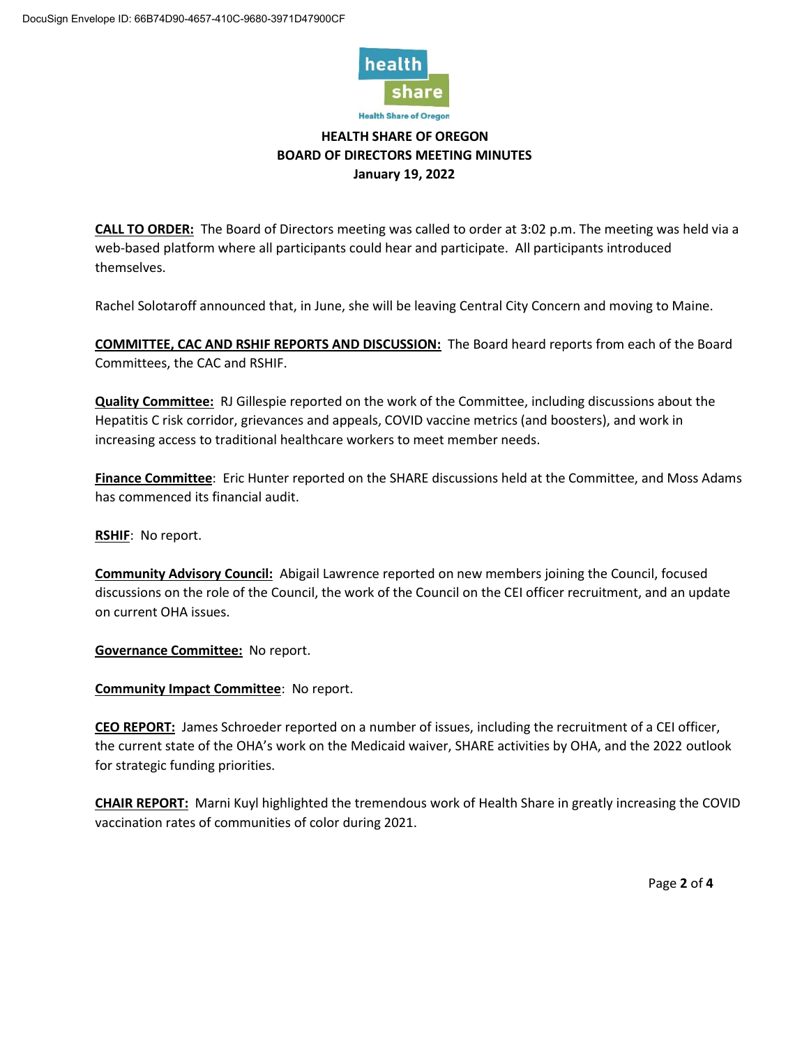# HEALTH SHARE OF OREGON
## BOARD OF DIRECTORS MEETING MINUTES
### January 19, 2022

**CALL TO ORDER:** The Board of Directors meeting was called to order at 3:02 p.m. The meeting was held via a web-based platform where all participants could hear and participate. All participants introduced themselves.

Rachel Solotaroff announced that, in June, she will be leaving Central City Concern and moving to Maine.

**COMMITTEE, CAC AND RSHIF REPORTS AND DISCUSSION:** The Board heard reports from each of the Board Committees, the CAC and RSHIF.

**Quality Committee:** RJ Gillespie reported on the work of the Committee, including discussions about the Hepatitis C risk corridor, grievances and appeals, COVID vaccine metrics (and boosters), and work in increasing access to traditional healthcare workers to meet member needs.

**Finance Committee**: Eric Hunter reported on the SHARE discussions held at the Committee, and Moss Adams has commenced its financial audit.

**RSHIF**: No report.

**Community Advisory Council:** Abigail Lawrence reported on new members joining the Council, focused discussions on the role of the Council, the work of the Council on the CEI officer recruitment, and an update on current OHA issues.

**Governance Committee:** No report.

**Community Impact Committee**: No report.

**CEO REPORT:** James Schroeder reported on a number of issues, including the recruitment of a CEI officer, the current state of the OHA's work on the Medicaid waiver, SHARE activities by OHA, and the 2022 outlook for strategic funding priorities.

**CHAIR REPORT:** Marni Kuyl highlighted the tremendous work of Health Share in greatly increasing the COVID vaccination rates of communities of color during 2021.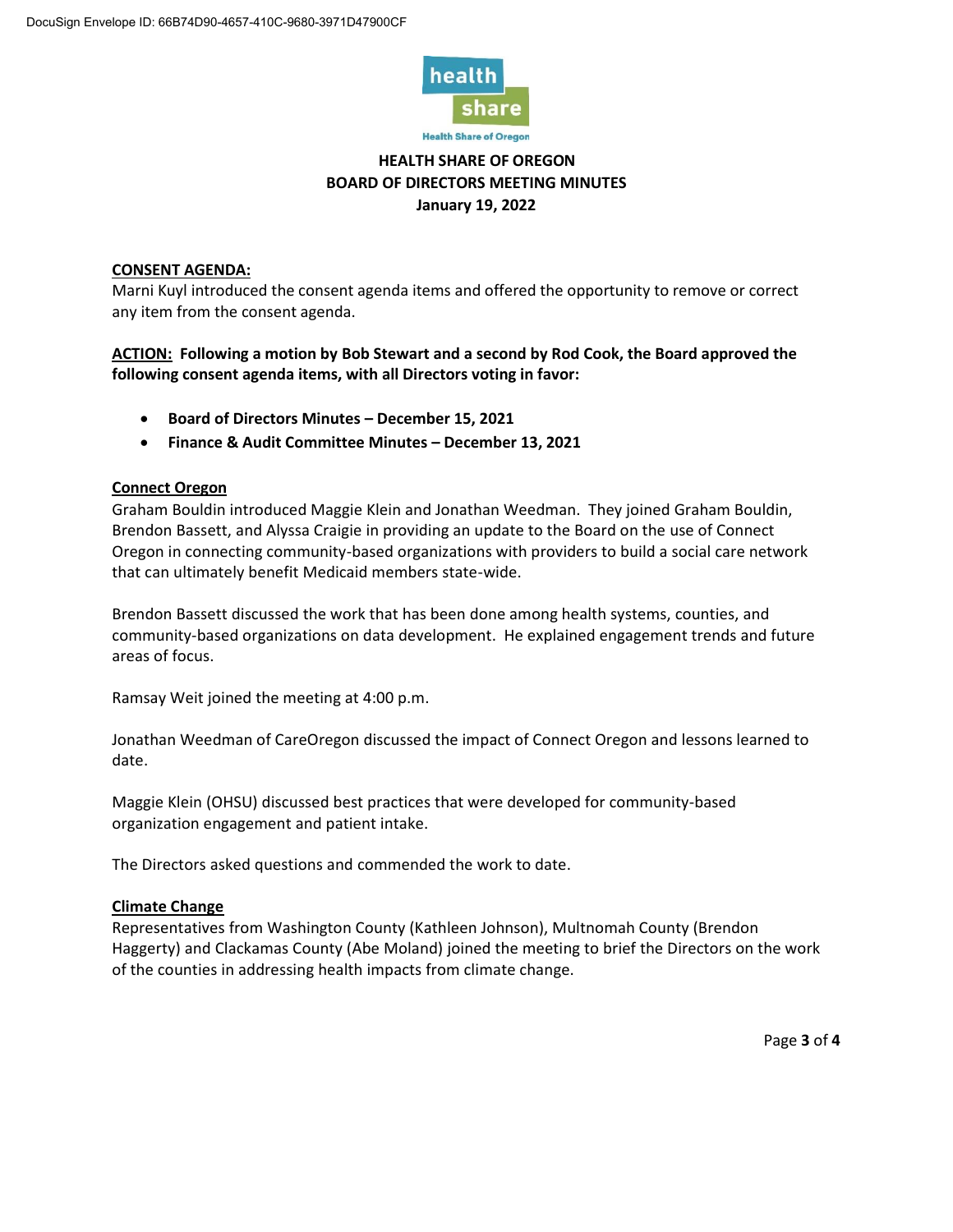# HEALTH SHARE OF OREGON
## BOARD OF DIRECTORS MEETING MINUTES
### January 19, 2022

**CONSENT AGENDA:**

Marni Kuyl introduced the consent agenda items and offered the opportunity to remove or correct any item from the consent agenda.

**ACTION: Following a motion by Bob Stewart and a second by Rod Cook, the Board approved the following consent agenda items, with all Directors voting in favor:**

- **Board of Directors Minutes – December 15, 2021**
- **Finance & Audit Committee Minutes – December 13, 2021**

**Connect Oregon**

Graham Bouldin introduced Maggie Klein and Jonathan Weedman. They joined Graham Bouldin, Brendon Bassett, and Alyssa Craigie in providing an update to the Board on the use of Connect Oregon in connecting community-based organizations with providers to build a social care network that can ultimately benefit Medicaid members state-wide.

Brendon Bassett discussed the work that has been done among health systems, counties, and community-based organizations on data development. He explained engagement trends and future areas of focus.

Ramsay Weit joined the meeting at 4:00 p.m.

Jonathan Weedman of CareOregon discussed the impact of Connect Oregon and lessons learned to date.

Maggie Klein (OHSU) discussed best practices that were developed for community-based organization engagement and patient intake.

The Directors asked questions and commended the work to date.

**Climate Change**

Representatives from Washington County (Kathleen Johnson), Multnomah County (Brendon Haggerty) and Clackamas County (Abe Moland) joined the meeting to brief the Directors on the work of the counties in addressing health impacts from climate change.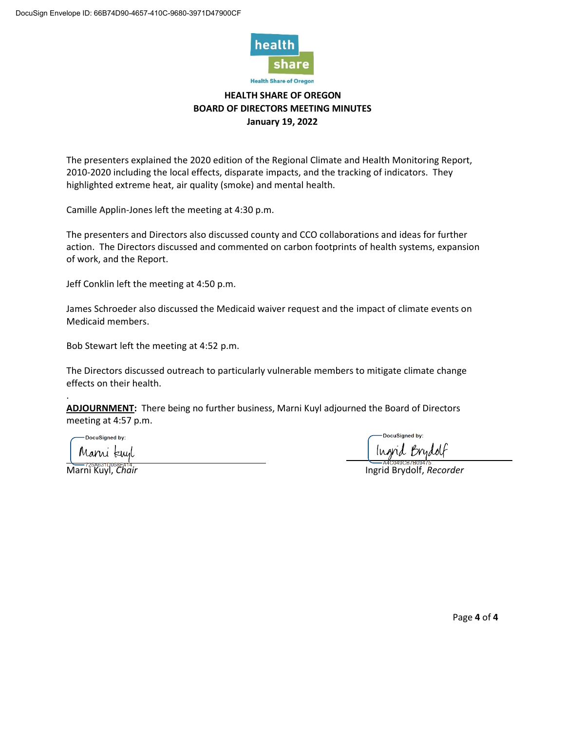HEALTH SHARE OF OREGON
BOARD OF DIRECTORS MEETING MINUTES
January 19, 2022

The presenters explained the 2020 edition of the Regional Climate and Health Monitoring Report, 2010-2020 including the local effects, disparate impacts, and the tracking of indicators. They highlighted extreme heat, air quality (smoke) and mental health.

Camille Applin-Jones left the meeting at 4:30 p.m.

The presenters and Directors also discussed county and CCO collaborations and ideas for further action. The Directors discussed and commented on carbon footprints of health systems, expansion of work, and the Report.

Jeff Conklin left the meeting at 4:50 p.m.

James Schroeder also discussed the Medicaid waiver request and the impact of climate events on Medicaid members.

Bob Stewart left the meeting at 4:52 p.m.

The Directors discussed outreach to particularly vulnerable members to mitigate climate change effects on their health.

.

**ADJOURNMENT:** There being no further business, Marni Kuyl adjourned the Board of Directors meeting at 4:57 p.m.

DocuSigned by: Marni Kuyl
725A631D058F414

Marni Kuyl, *Chair*

DocuSigned by: Ingrid Brydolf
A4C049CB7B09475

Ingrid Brydolf, *Recorder*